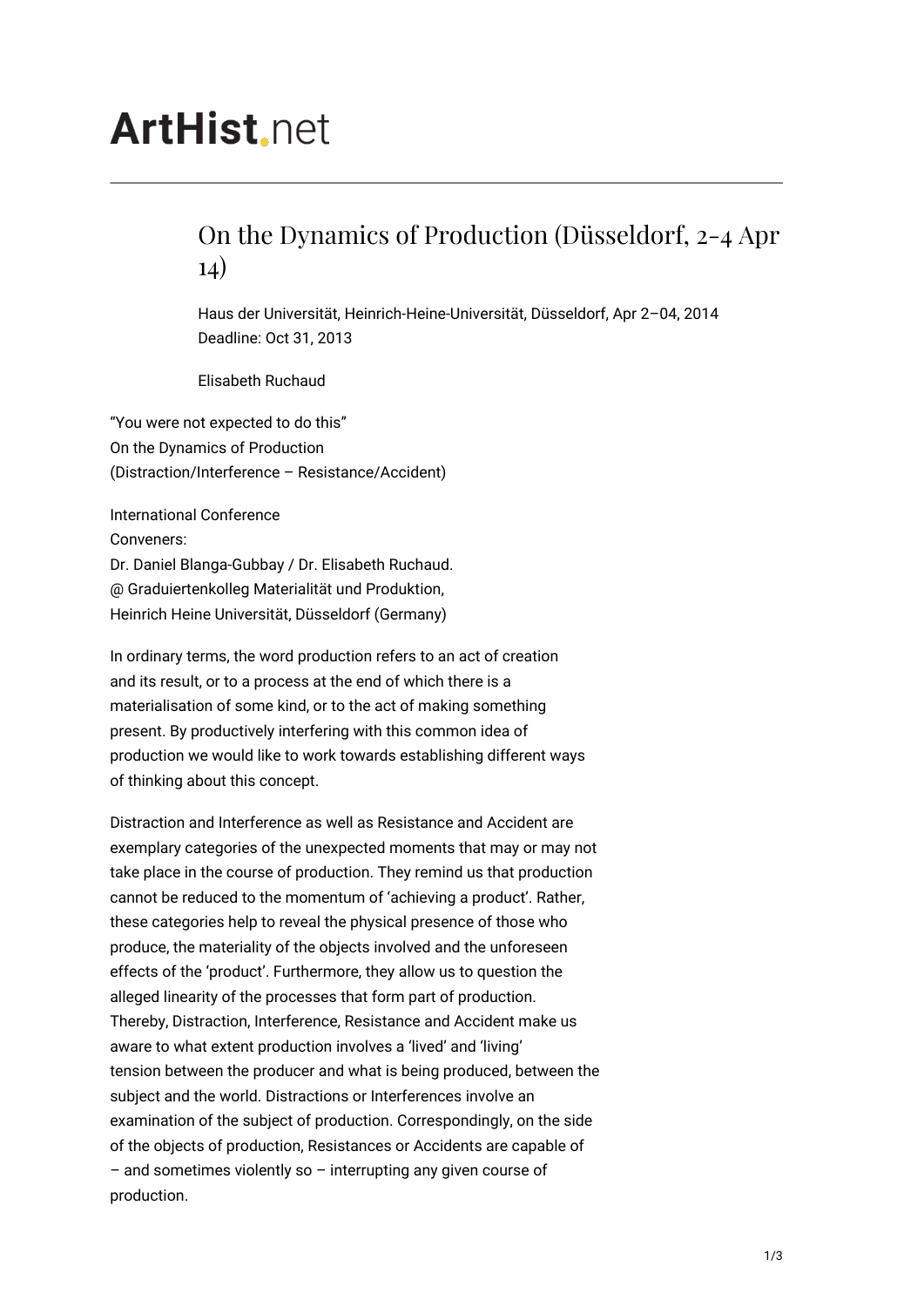ArtHist.net

# On the Dynamics of Production (Düsseldorf, 2-4 Apr 14)

Haus der Universität, Heinrich-Heine-Universität, Düsseldorf, Apr 2–04, 2014
Deadline: Oct 31, 2013

Elisabeth Ruchaud

"You were not expected to do this"
On the Dynamics of Production
(Distraction/Interference – Resistance/Accident)

International Conference
Conveners:
Dr. Daniel Blanga-Gubbay / Dr. Elisabeth Ruchaud.
@ Graduiertenkolleg Materialität und Produktion,
Heinrich Heine Universität, Düsseldorf (Germany)

In ordinary terms, the word production refers to an act of creation and its result, or to a process at the end of which there is a materialisation of some kind, or to the act of making something present. By productively interfering with this common idea of production we would like to work towards establishing different ways of thinking about this concept.

Distraction and Interference as well as Resistance and Accident are exemplary categories of the unexpected moments that may or may not take place in the course of production. They remind us that production cannot be reduced to the momentum of 'achieving a product'. Rather, these categories help to reveal the physical presence of those who produce, the materiality of the objects involved and the unforeseen effects of the 'product'. Furthermore, they allow us to question the alleged linearity of the processes that form part of production. Thereby, Distraction, Interference, Resistance and Accident make us aware to what extent production involves a 'lived' and 'living' tension between the producer and what is being produced, between the subject and the world. Distractions or Interferences involve an examination of the subject of production. Correspondingly, on the side of the objects of production, Resistances or Accidents are capable of – and sometimes violently so – interrupting any given course of production.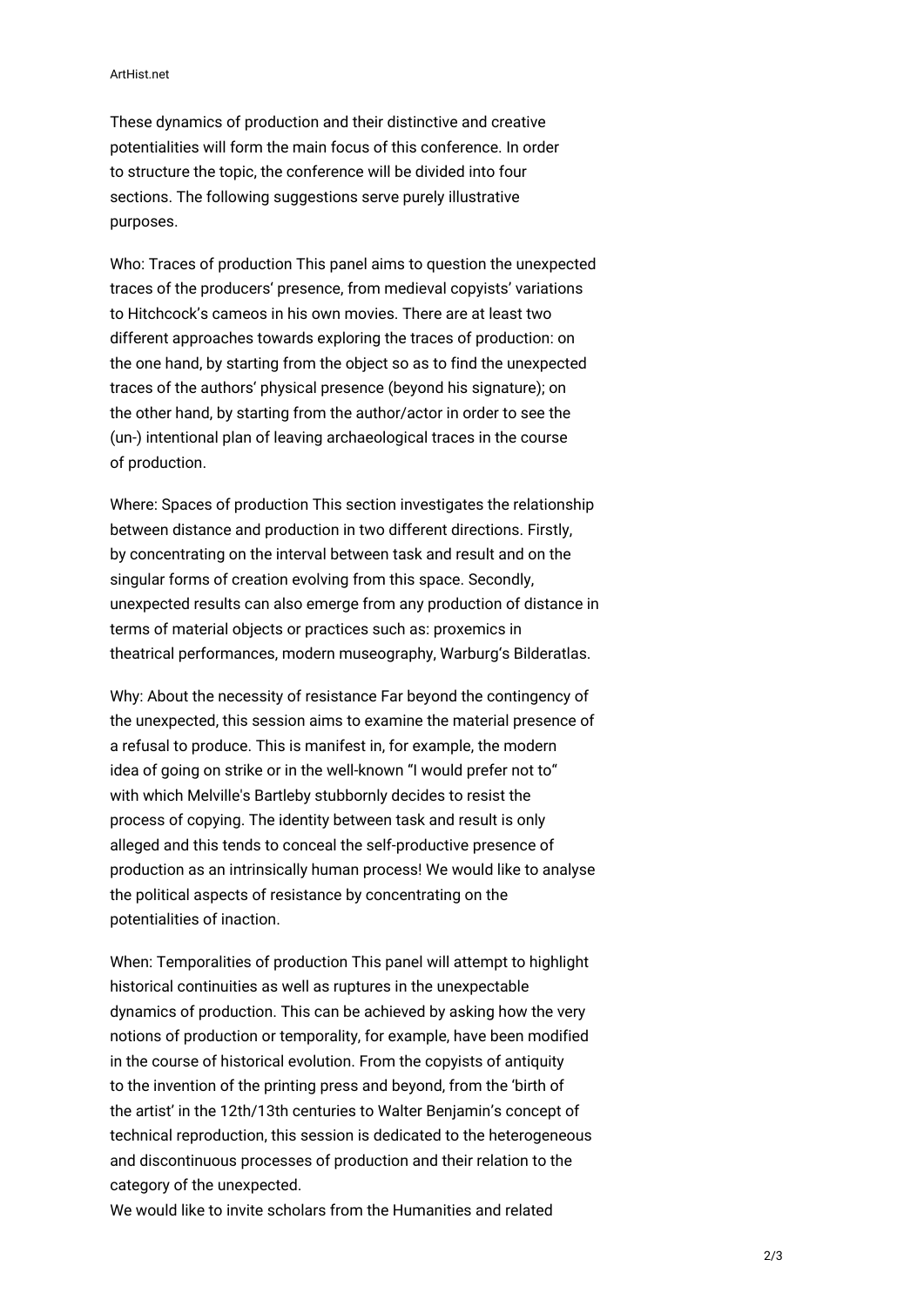These dynamics of production and their distinctive and creative potentialities will form the main focus of this conference. In order to structure the topic, the conference will be divided into four sections. The following suggestions serve purely illustrative purposes.

Who: Traces of production This panel aims to question the unexpected traces of the producers' presence, from medieval copyists' variations to Hitchcock's cameos in his own movies. There are at least two different approaches towards exploring the traces of production: on the one hand, by starting from the object so as to find the unexpected traces of the authors' physical presence (beyond his signature); on the other hand, by starting from the author/actor in order to see the (un-) intentional plan of leaving archaeological traces in the course of production.

Where: Spaces of production This section investigates the relationship between distance and production in two different directions. Firstly, by concentrating on the interval between task and result and on the singular forms of creation evolving from this space. Secondly, unexpected results can also emerge from any production of distance in terms of material objects or practices such as: proxemics in theatrical performances, modern museography, Warburg's Bilderatlas.

Why: About the necessity of resistance Far beyond the contingency of the unexpected, this session aims to examine the material presence of a refusal to produce. This is manifest in, for example, the modern idea of going on strike or in the well-known "I would prefer not to" with which Melville's Bartleby stubbornly decides to resist the process of copying. The identity between task and result is only alleged and this tends to conceal the self-productive presence of production as an intrinsically human process! We would like to analyse the political aspects of resistance by concentrating on the potentialities of inaction.

When: Temporalities of production This panel will attempt to highlight historical continuities as well as ruptures in the unexpectable dynamics of production. This can be achieved by asking how the very notions of production or temporality, for example, have been modified in the course of historical evolution. From the copyists of antiquity to the invention of the printing press and beyond, from the 'birth of the artist' in the 12th/13th centuries to Walter Benjamin's concept of technical reproduction, this session is dedicated to the heterogeneous and discontinuous processes of production and their relation to the category of the unexpected.

We would like to invite scholars from the Humanities and related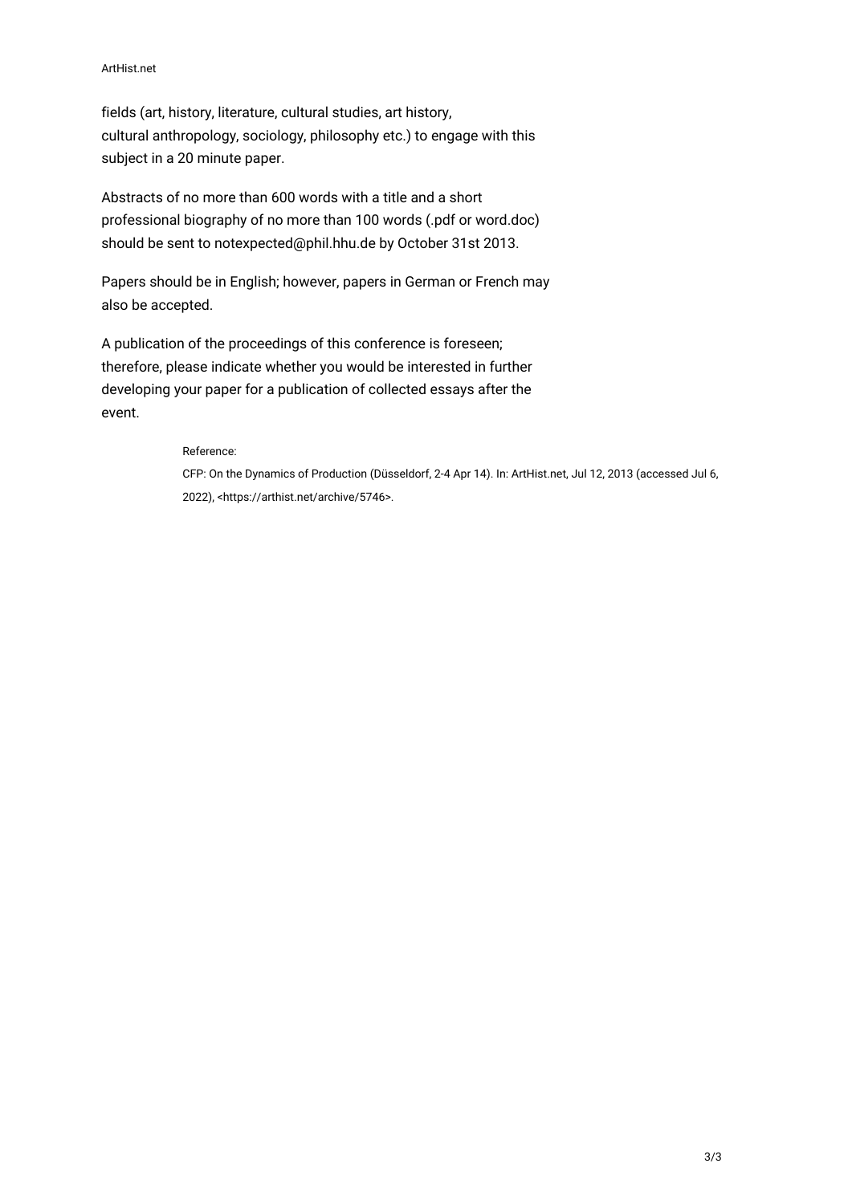fields (art, history, literature, cultural studies, art history, cultural anthropology, sociology, philosophy etc.) to engage with this subject in a 20 minute paper.

Abstracts of no more than 600 words with a title and a short professional biography of no more than 100 words (.pdf or word.doc) should be sent to notexpected@phil.hhu.de by October 31st 2013.

Papers should be in English; however, papers in German or French may also be accepted.

A publication of the proceedings of this conference is foreseen; therefore, please indicate whether you would be interested in further developing your paper for a publication of collected essays after the event.

Reference:

CFP: On the Dynamics of Production (Düsseldorf, 2-4 Apr 14). In: ArtHist.net, Jul 12, 2013 (accessed Jul 6, 2022), <https://arthist.net/archive/5746>.